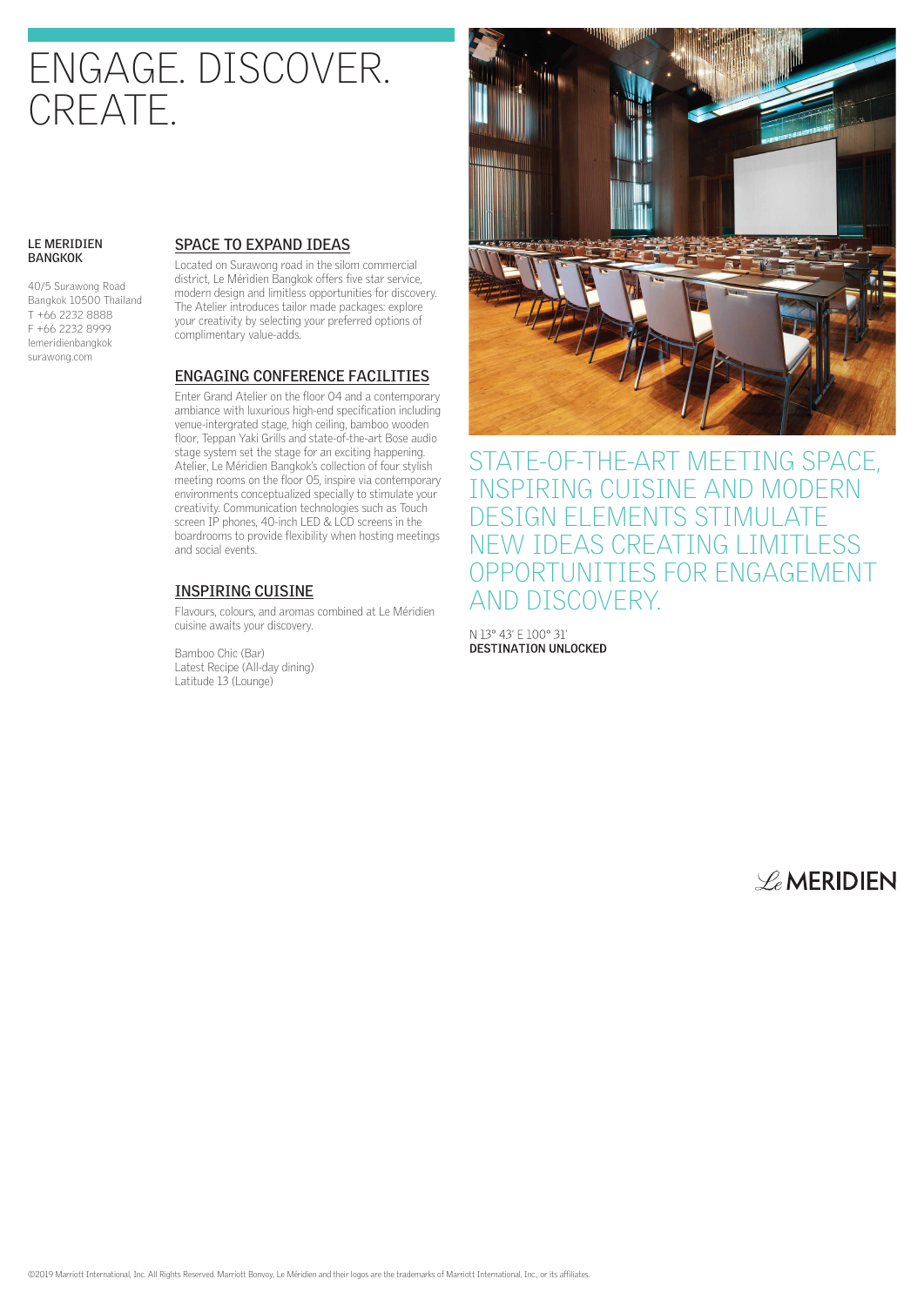# ENGAGE. DISCOVER. CREATE.

**LE MERIDIEN BANGKOK**

40/5 Surawong Road
Bangkok 10500 Thailand
T +66 2232 8888
F +66 2232 8999
lemeridienbangkok
surawong.com

## SPACE TO EXPAND IDEAS

Located on Surawong road in the silom commercial district, Le Méridien Bangkok offers five star service, modern design and limitless opportunities for discovery. The Atelier introduces tailor made packages: explore your creativity by selecting your preferred options of complimentary value-adds.

## ENGAGING CONFERENCE FACILITIES

Enter Grand Atelier on the floor 04 and a contemporary ambiance with luxurious high-end specification including venue-intergrated stage, high ceiling, bamboo wooden floor, Teppan Yaki Grills and state-of-the-art Bose audio stage system set the stage for an exciting happening. Atelier, Le Méridien Bangkok's collection of four stylish meeting rooms on the floor 05, inspire via contemporary environments conceptualized specially to stimulate your creativity. Communication technologies such as Touch screen IP phones, 40-inch LED & LCD screens in the boardrooms to provide flexibility when hosting meetings and social events.

## INSPIRING CUISINE

Flavours, colours, and aromas combined at Le Méridien cuisine awaits your discovery.

Bamboo Chic (Bar)
Latest Recipe (All-day dining)
Latitude 13 (Lounge)

STATE-OF-THE-ART MEETING SPACE, INSPIRING CUISINE AND MODERN DESIGN ELEMENTS STIMULATE NEW IDEAS CREATING LIMITLESS OPPORTUNITIES FOR ENGAGEMENT AND DISCOVERY.

N 13° 43' E 100° 31'
**DESTINATION UNLOCKED**

Le MERIDIEN

©2019 Marriott International, Inc. All Rights Reserved. Marriott Bonvoy, Le Méridien and their logos are the trademarks of Marriott International, Inc., or its affiliates.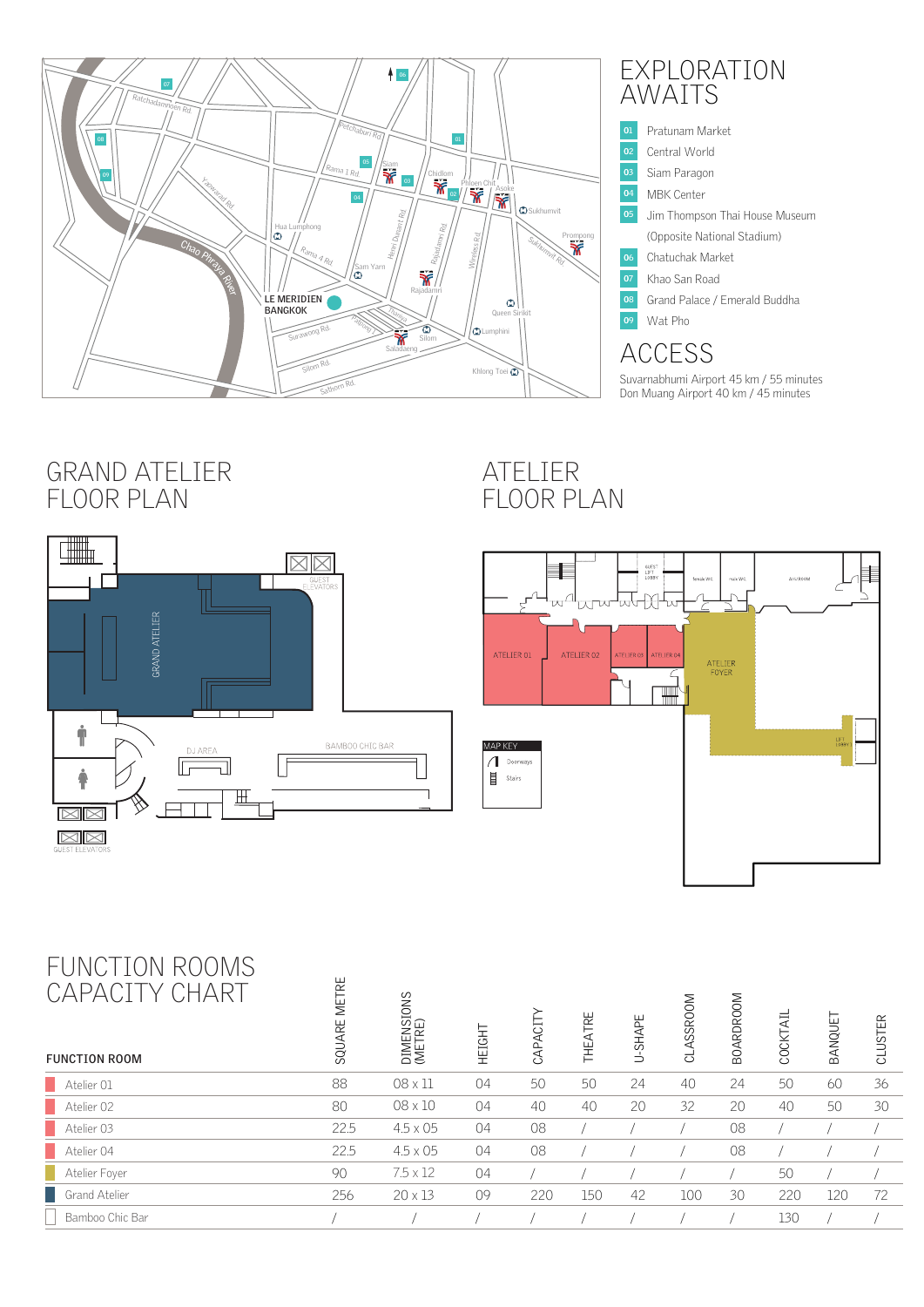LE MERIDIEN BANGKOK

## EXPLORATION AWAITS

- 01 Pratunam Market
- 02 Central World
- 03 Siam Paragon
- 04 MBK Center
- 05 Jim Thompson Thai House Museum (Opposite National Stadium)
- 06 Chatuchak Market
- 07 Khao San Road
- 08 Grand Palace / Emerald Buddha
- 09 Wat Pho

## ACCESS

Suvarnabhumi Airport 45 km / 55 minutes
Don Muang Airport 40 km / 45 minutes

## GRAND ATELIER FLOOR PLAN

GRAND ATELIER
GUEST ELEVATORS
DJ AREA
BAMBOO CHIC BAR
GUEST ELEVATORS

## ATELIER FLOOR PLAN

ATELIER 01
ATELIER 02
ATELIER 03
ATELIER 04
ATELIER FOYER

MAP KEY
Doorways
Stairs

## FUNCTION ROOMS CAPACITY CHART

| FUNCTION ROOM | SQUARE METRE | DIMENSIONS (METRE) | HEIGHT | CAPACITY | THEATRE | U-SHAPE | CLASSROOM | BOARDROOM | COCKTAIL | BANQUET | CLUSTER |
|---|---|---|---|---|---|---|---|---|---|---|---|
| Atelier 01 | 88 | 08 x 11 | 04 | 50 | 50 | 24 | 40 | 24 | 50 | 60 | 36 |
| Atelier 02 | 80 | 08 x 10 | 04 | 40 | 40 | 20 | 32 | 20 | 40 | 50 | 30 |
| Atelier 03 | 22.5 | 4.5 x 05 | 04 | 08 | / | / | / | 08 | / | / | / |
| Atelier 04 | 22.5 | 4.5 x 05 | 04 | 08 | / | / | / | 08 | / | / | / |
| Atelier Foyer | 90 | 7.5 x 12 | 04 | / | / | / | / | / | 50 | / | / |
| Grand Atelier | 256 | 20 x 13 | 09 | 220 | 150 | 42 | 100 | 30 | 220 | 120 | 72 |
| Bamboo Chic Bar | / | / | / | / | / | / | / | / | 130 | / | / |